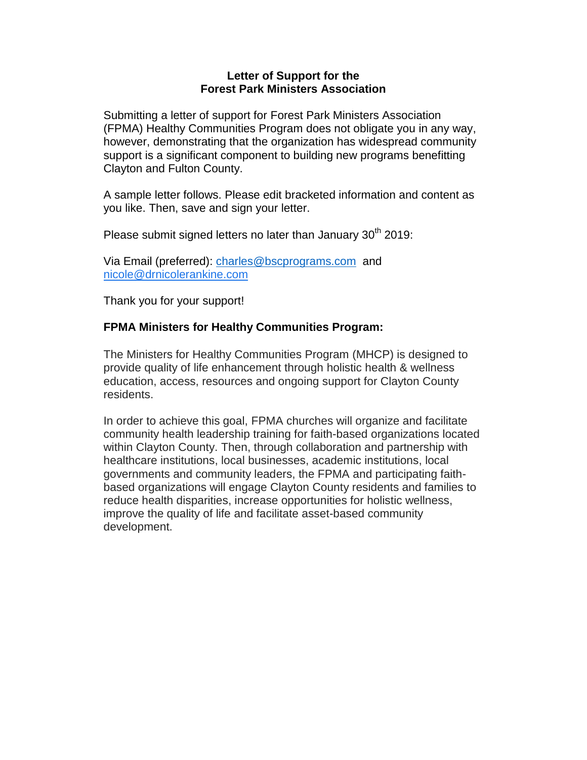**Letter of Support for the**
**Forest Park Ministers Association**

Submitting a letter of support for Forest Park Ministers Association (FPMA) Healthy Communities Program does not obligate you in any way, however, demonstrating that the organization has widespread community support is a significant component to building new programs benefitting Clayton and Fulton County.

A sample letter follows. Please edit bracketed information and content as you like. Then, save and sign your letter.

Please submit signed letters no later than January 30th 2019:

Via Email (preferred): charles@bscprograms.com and nicole@drnicolerankine.com

Thank you for your support!

**FPMA Ministers for Healthy Communities Program:**

The Ministers for Healthy Communities Program (MHCP) is designed to provide quality of life enhancement through holistic health & wellness education, access, resources and ongoing support for Clayton County residents.

In order to achieve this goal, FPMA churches will organize and facilitate community health leadership training for faith-based organizations located within Clayton County. Then, through collaboration and partnership with healthcare institutions, local businesses, academic institutions, local governments and community leaders, the FPMA and participating faith-based organizations will engage Clayton County residents and families to reduce health disparities, increase opportunities for holistic wellness, improve the quality of life and facilitate asset-based community development.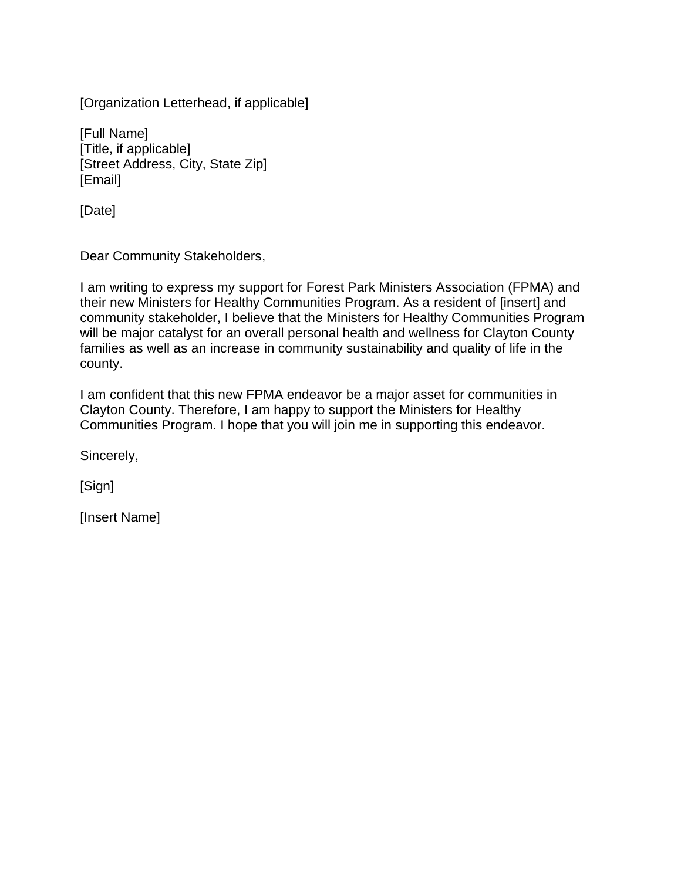[Organization Letterhead, if applicable]

[Full Name]
[Title, if applicable]
[Street Address, City, State Zip]
[Email]

[Date]

Dear Community Stakeholders,

I am writing to express my support for Forest Park Ministers Association (FPMA) and their new Ministers for Healthy Communities Program. As a resident of [insert] and community stakeholder, I believe that the Ministers for Healthy Communities Program will be major catalyst for an overall personal health and wellness for Clayton County families as well as an increase in community sustainability and quality of life in the county.

I am confident that this new FPMA endeavor be a major asset for communities in Clayton County. Therefore, I am happy to support the Ministers for Healthy Communities Program. I hope that you will join me in supporting this endeavor.

Sincerely,

[Sign]

[Insert Name]